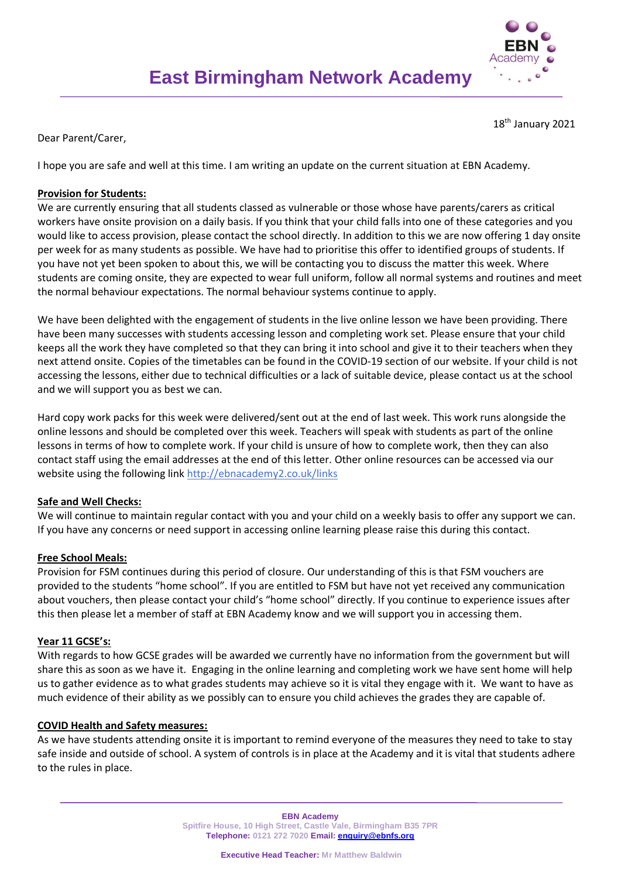# East Birmingham Network Academy

18th January 2021

Dear Parent/Carer,

I hope you are safe and well at this time. I am writing an update on the current situation at EBN Academy.

**Provision for Students:**

We are currently ensuring that all students classed as vulnerable or those whose have parents/carers as critical workers have onsite provision on a daily basis. If you think that your child falls into one of these categories and you would like to access provision, please contact the school directly. In addition to this we are now offering 1 day onsite per week for as many students as possible. We have had to prioritise this offer to identified groups of students. If you have not yet been spoken to about this, we will be contacting you to discuss the matter this week. Where students are coming onsite, they are expected to wear full uniform, follow all normal systems and routines and meet the normal behaviour expectations. The normal behaviour systems continue to apply.

We have been delighted with the engagement of students in the live online lesson we have been providing. There have been many successes with students accessing lesson and completing work set. Please ensure that your child keeps all the work they have completed so that they can bring it into school and give it to their teachers when they next attend onsite. Copies of the timetables can be found in the COVID-19 section of our website. If your child is not accessing the lessons, either due to technical difficulties or a lack of suitable device, please contact us at the school and we will support you as best we can.

Hard copy work packs for this week were delivered/sent out at the end of last week. This work runs alongside the online lessons and should be completed over this week. Teachers will speak with students as part of the online lessons in terms of how to complete work. If your child is unsure of how to complete work, then they can also contact staff using the email addresses at the end of this letter. Other online resources can be accessed via our website using the following link http://ebnacademy2.co.uk/links

**Safe and Well Checks:**

We will continue to maintain regular contact with you and your child on a weekly basis to offer any support we can. If you have any concerns or need support in accessing online learning please raise this during this contact.

**Free School Meals:**

Provision for FSM continues during this period of closure. Our understanding of this is that FSM vouchers are provided to the students "home school". If you are entitled to FSM but have not yet received any communication about vouchers, then please contact your child's "home school" directly. If you continue to experience issues after this then please let a member of staff at EBN Academy know and we will support you in accessing them.

**Year 11 GCSE's:**

With regards to how GCSE grades will be awarded we currently have no information from the government but will share this as soon as we have it. Engaging in the online learning and completing work we have sent home will help us to gather evidence as to what grades students may achieve so it is vital they engage with it. We want to have as much evidence of their ability as we possibly can to ensure you child achieves the grades they are capable of.

**COVID Health and Safety measures:**

As we have students attending onsite it is important to remind everyone of the measures they need to take to stay safe inside and outside of school. A system of controls is in place at the Academy and it is vital that students adhere to the rules in place.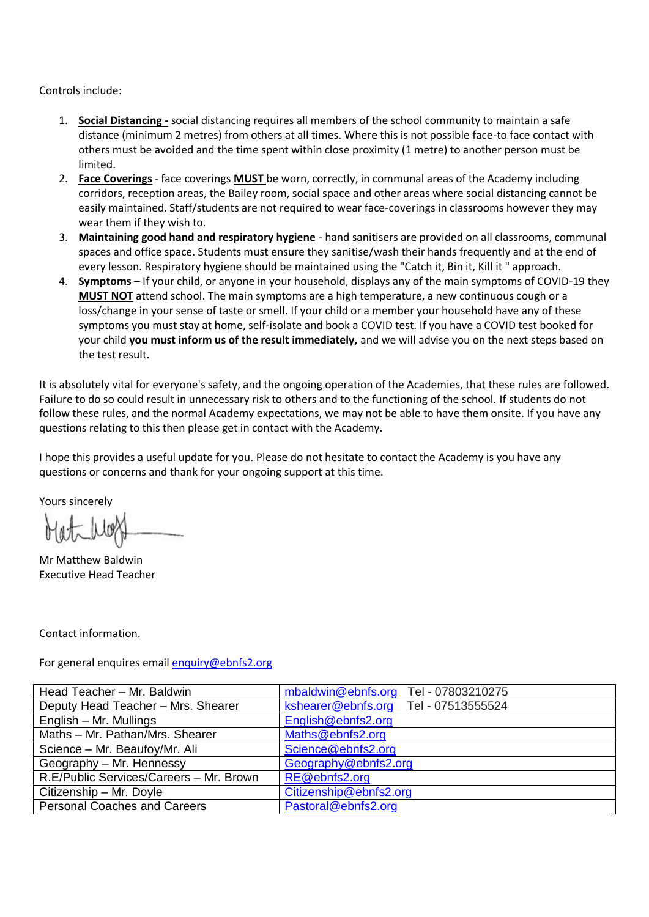Controls include:

1. **Social Distancing -** social distancing requires all members of the school community to maintain a safe distance (minimum 2 metres) from others at all times. Where this is not possible face-to face contact with others must be avoided and the time spent within close proximity (1 metre) to another person must be limited.
2. **Face Coverings** - face coverings **MUST** be worn, correctly, in communal areas of the Academy including corridors, reception areas, the Bailey room, social space and other areas where social distancing cannot be easily maintained. Staff/students are not required to wear face-coverings in classrooms however they may wear them if they wish to.
3. **Maintaining good hand and respiratory hygiene** - hand sanitisers are provided on all classrooms, communal spaces and office space. Students must ensure they sanitise/wash their hands frequently and at the end of every lesson. Respiratory hygiene should be maintained using the "Catch it, Bin it, Kill it " approach.
4. **Symptoms** – If your child, or anyone in your household, displays any of the main symptoms of COVID-19 they **MUST NOT** attend school. The main symptoms are a high temperature, a new continuous cough or a loss/change in your sense of taste or smell. If your child or a member your household have any of these symptoms you must stay at home, self-isolate and book a COVID test. If you have a COVID test booked for your child **you must inform us of the result immediately,** and we will advise you on the next steps based on the test result.

It is absolutely vital for everyone's safety, and the ongoing operation of the Academies, that these rules are followed. Failure to do so could result in unnecessary risk to others and to the functioning of the school. If students do not follow these rules, and the normal Academy expectations, we may not be able to have them onsite. If you have any questions relating to this then please get in contact with the Academy.

I hope this provides a useful update for you. Please do not hesitate to contact the Academy is you have any questions or concerns and thank for your ongoing support at this time.

Yours sincerely

Mr Matthew Baldwin
Executive Head Teacher

Contact information.

For general enquires email enquiry@ebnfs2.org

| | |
|---|---|
| Head Teacher – Mr. Baldwin | mbaldwin@ebnfs.org Tel - 07803210275 |
| Deputy Head Teacher – Mrs. Shearer | kshearer@ebnfs.org Tel - 07513555524 |
| English – Mr. Mullings | English@ebnfs2.org |
| Maths – Mr. Pathan/Mrs. Shearer | Maths@ebnfs2.org |
| Science – Mr. Beaufoy/Mr. Ali | Science@ebnfs2.org |
| Geography – Mr. Hennessy | Geography@ebnfs2.org |
| R.E/Public Services/Careers – Mr. Brown | RE@ebnfs2.org |
| Citizenship – Mr. Doyle | Citizenship@ebnfs2.org |
| Personal Coaches and Careers | Pastoral@ebnfs2.org |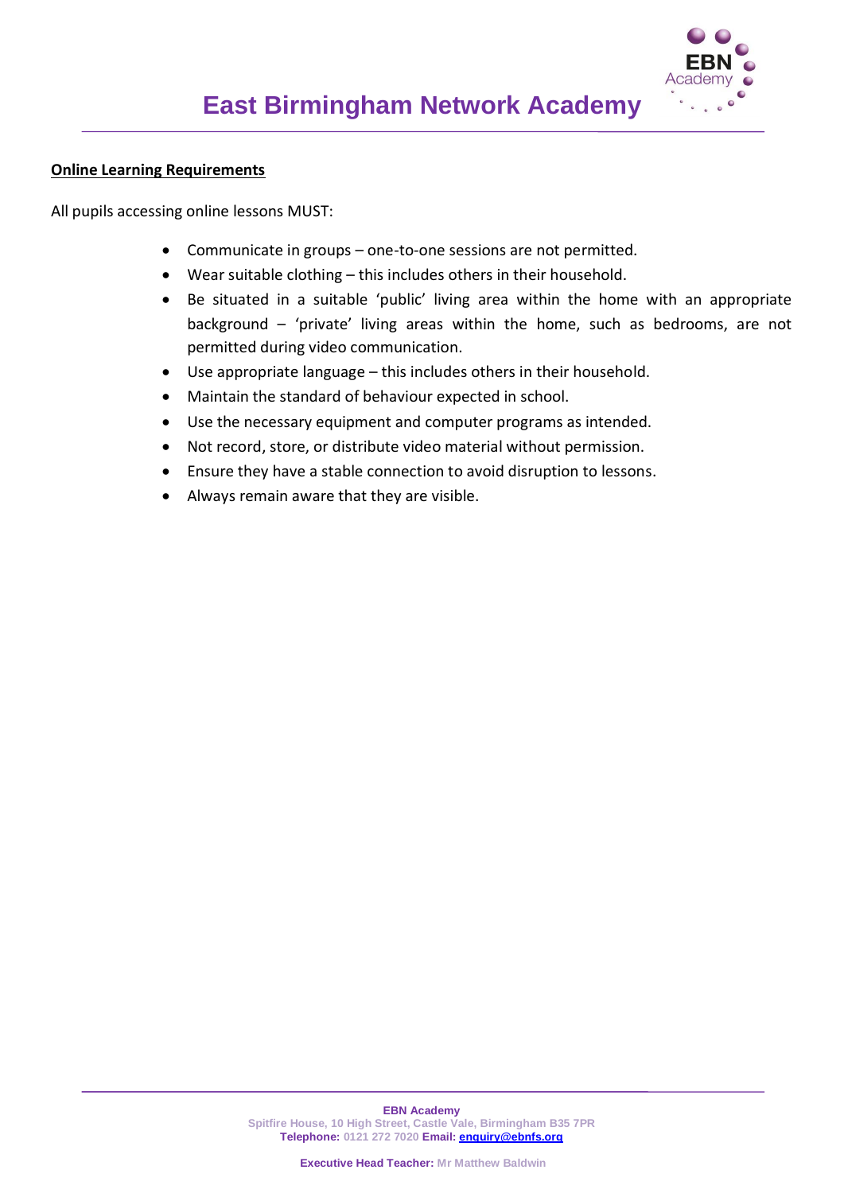**Online Learning Requirements**

All pupils accessing online lessons MUST:

- Communicate in groups – one-to-one sessions are not permitted.
- Wear suitable clothing – this includes others in their household.
- Be situated in a suitable 'public' living area within the home with an appropriate background – 'private' living areas within the home, such as bedrooms, are not permitted during video communication.
- Use appropriate language – this includes others in their household.
- Maintain the standard of behaviour expected in school.
- Use the necessary equipment and computer programs as intended.
- Not record, store, or distribute video material without permission.
- Ensure they have a stable connection to avoid disruption to lessons.
- Always remain aware that they are visible.